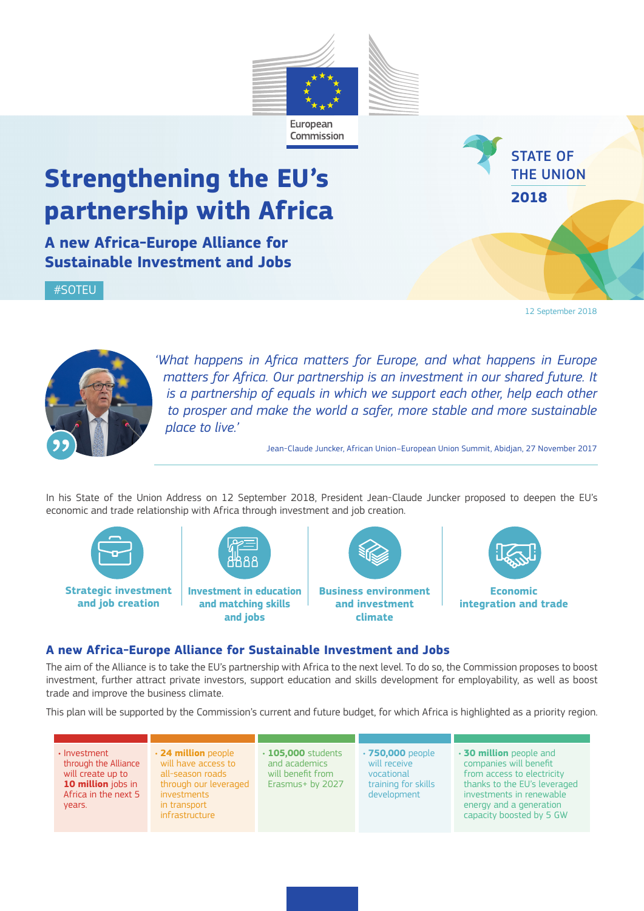European Commission

STATE OF THE UNION 2018

# Strengthening the EU's partnership with Africa

## A new Africa-Europe Alliance for Sustainable Investment and Jobs

#SOTEU

12 September 2018

*'What happens in Africa matters for Europe, and what happens in Europe matters for Africa. Our partnership is an investment in our shared future. It is a partnership of equals in which we support each other, help each other to prosper and make the world a safer, more stable and more sustainable place to live.'*

Jean-Claude Juncker, African Union–European Union Summit, Abidjan, 27 November 2017

In his State of the Union Address on 12 September 2018, President Jean-Claude Juncker proposed to deepen the EU's economic and trade relationship with Africa through investment and job creation.

- **Strategic investment and job creation**
- **Investment in education and matching skills and jobs**
- **Business environment and investment climate**
- **Economic integration and trade**

### A new Africa-Europe Alliance for Sustainable Investment and Jobs

The aim of the Alliance is to take the EU's partnership with Africa to the next level. To do so, the Commission proposes to boost investment, further attract private investors, support education and skills development for employability, as well as boost trade and improve the business climate.

This plan will be supported by the Commission's current and future budget, for which Africa is highlighted as a priority region.

- Investment through the Alliance will create up to **10 million** jobs in Africa in the next 5 years.
- **24 million** people will have access to all-season roads through our leveraged investments in transport infrastructure
- **105,000** students and academics will benefit from Erasmus+ by 2027
- **750,000** people will receive vocational training for skills development
- **30 million** people and companies will benefit from access to electricity thanks to the EU's leveraged investments in renewable energy and a generation capacity boosted by 5 GW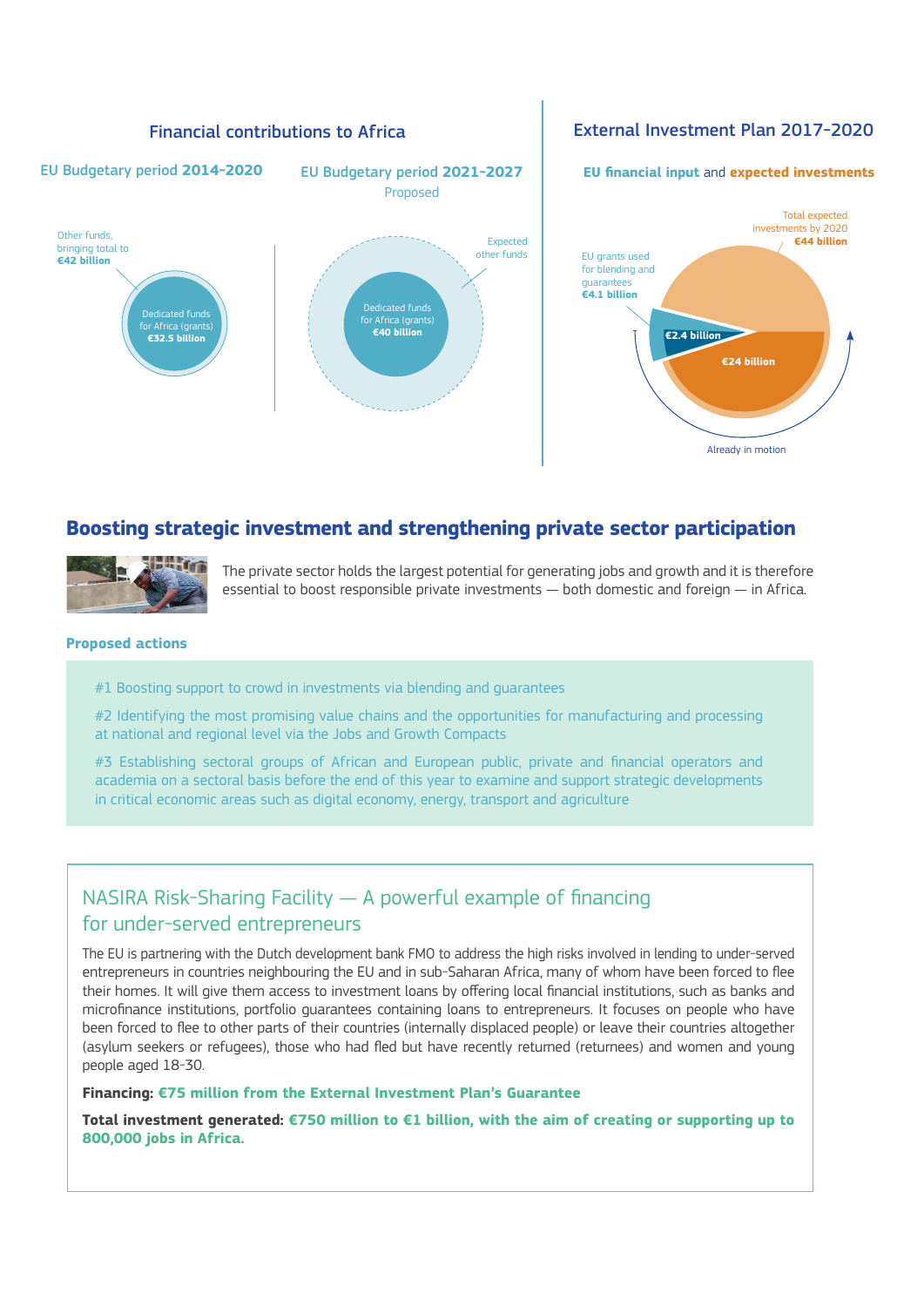## Financial contributions to Africa

### EU Budgetary period **2014-2020**

Other funds, bringing total to **€42 billion**

Dedicated funds for Africa (grants) **€32.5 billion**

### EU Budgetary period **2021-2027**

Proposed

Expected other funds

Dedicated funds for Africa (grants) **€40 billion**

## External Investment Plan 2017-2020

**EU financial input** and **expected investments**

Total expected investments by 2020 **€44 billion**

EU grants used for blending and guarantees **€4.1 billion**

**€2.4 billion**

**€24 billion**

Already in motion

## Boosting strategic investment and strengthening private sector participation

The private sector holds the largest potential for generating jobs and growth and it is therefore essential to boost responsible private investments — both domestic and foreign — in Africa.

### Proposed actions

#1 Boosting support to crowd in investments via blending and guarantees

#2 Identifying the most promising value chains and the opportunities for manufacturing and processing at national and regional level via the Jobs and Growth Compacts

#3 Establishing sectoral groups of African and European public, private and financial operators and academia on a sectoral basis before the end of this year to examine and support strategic developments in critical economic areas such as digital economy, energy, transport and agriculture

### NASIRA Risk-Sharing Facility — A powerful example of financing for under-served entrepreneurs

The EU is partnering with the Dutch development bank FMO to address the high risks involved in lending to under-served entrepreneurs in countries neighbouring the EU and in sub-Saharan Africa, many of whom have been forced to flee their homes. It will give them access to investment loans by offering local financial institutions, such as banks and microfinance institutions, portfolio guarantees containing loans to entrepreneurs. It focuses on people who have been forced to flee to other parts of their countries (internally displaced people) or leave their countries altogether (asylum seekers or refugees), those who had fled but have recently returned (returnees) and women and young people aged 18-30.

**Financing: €75 million from the External Investment Plan's Guarantee**

**Total investment generated: €750 million to €1 billion, with the aim of creating or supporting up to 800,000 jobs in Africa.**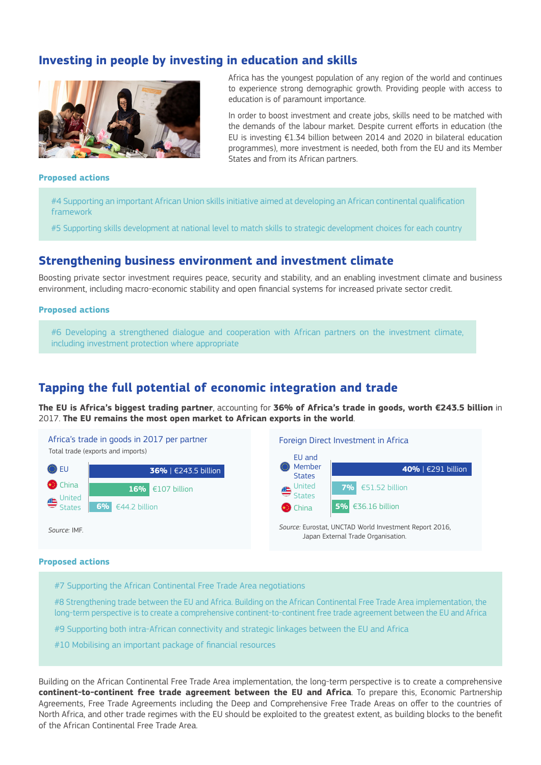## Investing in people by investing in education and skills

Africa has the youngest population of any region of the world and continues to experience strong demographic growth. Providing people with access to education is of paramount importance.

In order to boost investment and create jobs, skills need to be matched with the demands of the labour market. Despite current efforts in education (the EU is investing €1.34 billion between 2014 and 2020 in bilateral education programmes), more investment is needed, both from the EU and its Member States and from its African partners.

**Proposed actions**

#4 Supporting an important African Union skills initiative aimed at developing an African continental qualification framework

#5 Supporting skills development at national level to match skills to strategic development choices for each country

## Strengthening business environment and investment climate

Boosting private sector investment requires peace, security and stability, and an enabling investment climate and business environment, including macro-economic stability and open financial systems for increased private sector credit.

**Proposed actions**

#6 Developing a strengthened dialogue and cooperation with African partners on the investment climate, including investment protection where appropriate

## Tapping the full potential of economic integration and trade

**The EU is Africa's biggest trading partner**, accounting for **36% of Africa's trade in goods, worth €243.5 billion** in 2017. **The EU remains the most open market to African exports in the world**.

**Africa's trade in goods in 2017 per partner**
Total trade (exports and imports)

| Partner | Share | Value |
|---|---|---|
| EU | 36% | €243.5 billion |
| China | 16% | €107 billion |
| United States | 6% | €44.2 billion |

*Source:* IMF.

**Foreign Direct Investment in Africa**

| Partner | Share | Value |
|---|---|---|
| EU and Member States | 40% | €291 billion |
| United States | 7% | €51.52 billion |
| China | 5% | €36.16 billion |

*Source:* Eurostat, UNCTAD World Investment Report 2016, Japan External Trade Organisation.

**Proposed actions**

#7 Supporting the African Continental Free Trade Area negotiations

#8 Strengthening trade between the EU and Africa. Building on the African Continental Free Trade Area implementation, the long-term perspective is to create a comprehensive continent-to-continent free trade agreement between the EU and Africa

#9 Supporting both intra-African connectivity and strategic linkages between the EU and Africa

#10 Mobilising an important package of financial resources

Building on the African Continental Free Trade Area implementation, the long-term perspective is to create a comprehensive **continent-to-continent free trade agreement between the EU and Africa**. To prepare this, Economic Partnership Agreements, Free Trade Agreements including the Deep and Comprehensive Free Trade Areas on offer to the countries of North Africa, and other trade regimes with the EU should be exploited to the greatest extent, as building blocks to the benefit of the African Continental Free Trade Area.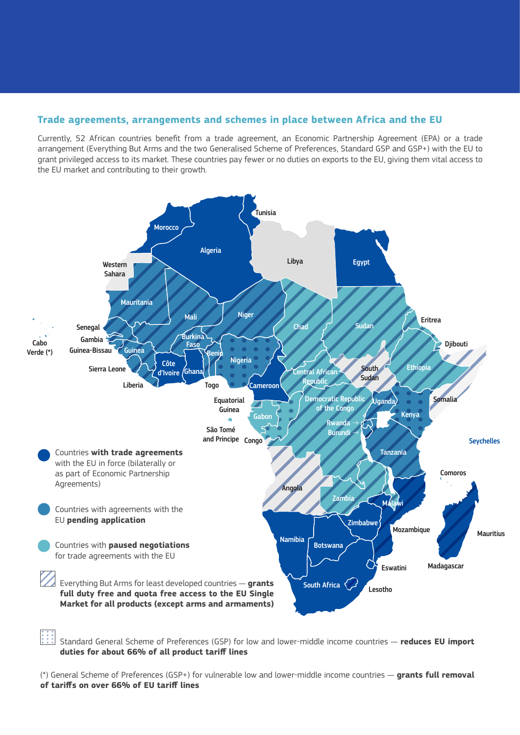## Trade agreements, arrangements and schemes in place between Africa and the EU

Currently, 52 African countries benefit from a trade agreement, an Economic Partnership Agreement (EPA) or a trade arrangement (Everything But Arms and the two Generalised Scheme of Preferences, Standard GSP and GSP+) with the EU to grant privileged access to its market. These countries pay fewer or no duties on exports to the EU, giving them vital access to the EU market and contributing to their growth.

Tunisia
Morocco
Algeria
Libya
Egypt
Western Sahara
Mauritania
Mali
Niger
Chad
Sudan
Eritrea
Djibouti
Senegal
Gambia
Guinea-Bissau
Guinea
Burkina Faso
Benin
Nigeria
Cabo Verde (*)
Sierra Leone
Côte d'Ivoire
Ghana
Central African Republic
South Sudan
Ethiopia
Liberia
Togo
Cameroon
Equatorial Guinea
Gabon
Democratic Republic of the Congo
Uganda
Somalia
Kenya
São Tomé and Principe
Congo
Rwanda →
Burundi →
Seychelles
Tanzania
Comoros
Angola
Zambia
Malawi
Mozambique
Mauritius
Zimbabwe
Namibia
Botswana
Madagascar
Eswatini
South Africa
Lesotho

Countries **with trade agreements** with the EU in force (bilaterally or as part of Economic Partnership Agreements)

Countries with agreements with the EU **pending application**

Countries with **paused negotiations** for trade agreements with the EU

Everything But Arms for least developed countries — **grants full duty free and quota free access to the EU Single Market for all products (except arms and armaments)**

Standard General Scheme of Preferences (GSP) for low and lower-middle income countries — **reduces EU import duties for about 66% of all product tariff lines**

(*) General Scheme of Preferences (GSP+) for vulnerable low and lower-middle income countries — **grants full removal of tariffs on over 66% of EU tariff lines**